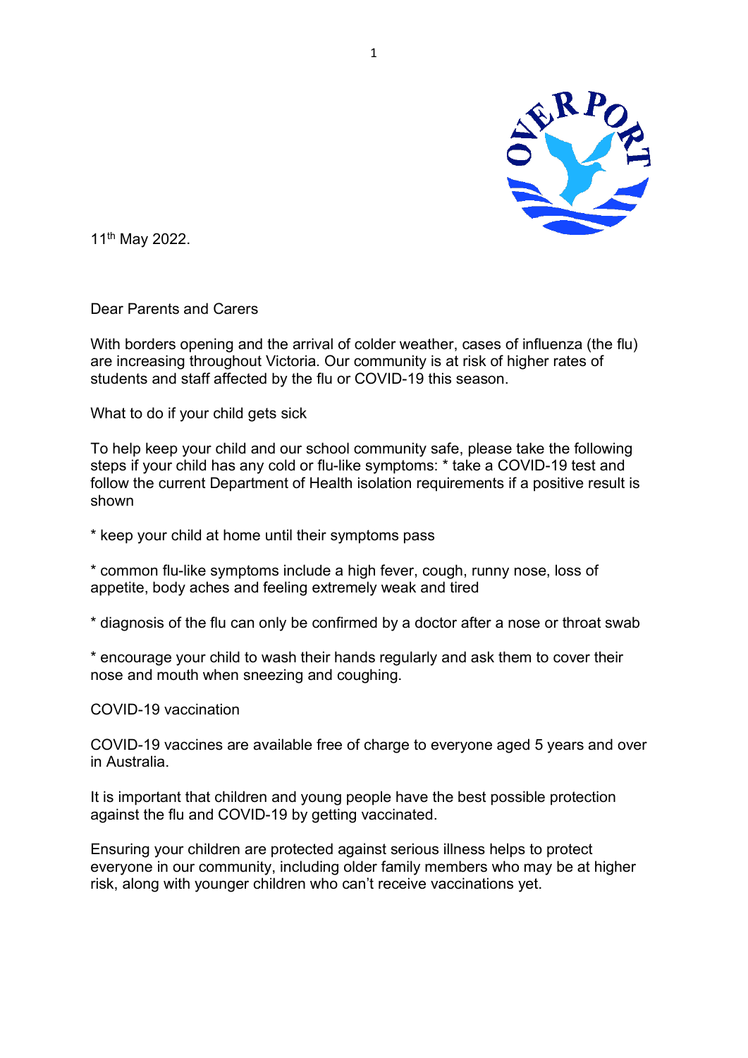11th May 2022.

Dear Parents and Carers

With borders opening and the arrival of colder weather, cases of influenza (the flu) are increasing throughout Victoria. Our community is at risk of higher rates of students and staff affected by the flu or COVID-19 this season.

What to do if your child gets sick

To help keep your child and our school community safe, please take the following steps if your child has any cold or flu-like symptoms: * take a COVID-19 test and follow the current Department of Health isolation requirements if a positive result is shown

* keep your child at home until their symptoms pass

* common flu-like symptoms include a high fever, cough, runny nose, loss of appetite, body aches and feeling extremely weak and tired

* diagnosis of the flu can only be confirmed by a doctor after a nose or throat swab

* encourage your child to wash their hands regularly and ask them to cover their nose and mouth when sneezing and coughing.

COVID-19 vaccination

COVID-19 vaccines are available free of charge to everyone aged 5 years and over in Australia.

It is important that children and young people have the best possible protection against the flu and COVID-19 by getting vaccinated.

Ensuring your children are protected against serious illness helps to protect everyone in our community, including older family members who may be at higher risk, along with younger children who can't receive vaccinations yet.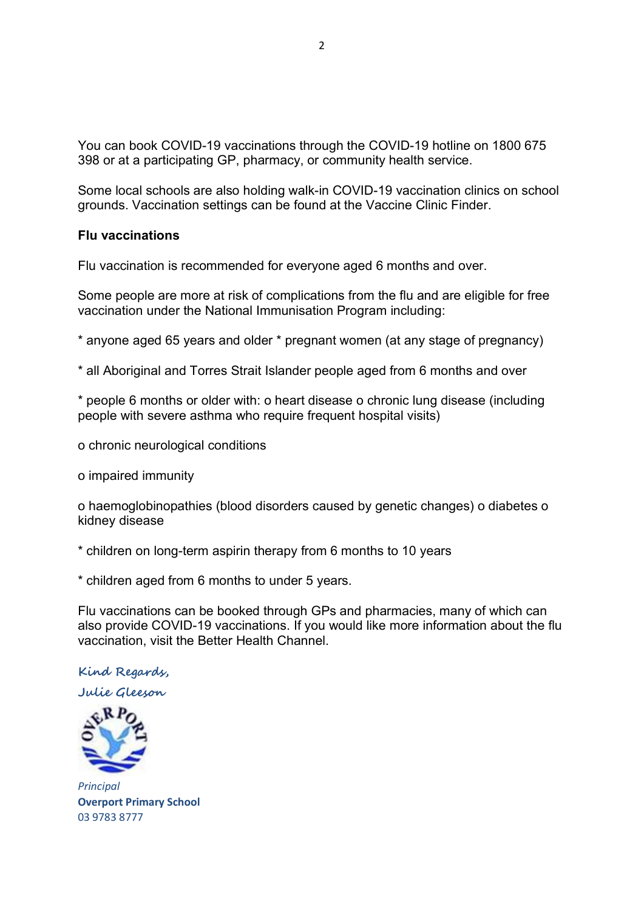You can book COVID-19 vaccinations through the COVID-19 hotline on 1800 675 398 or at a participating GP, pharmacy, or community health service.

Some local schools are also holding walk-in COVID-19 vaccination clinics on school grounds. Vaccination settings can be found at the Vaccine Clinic Finder.

**Flu vaccinations**

Flu vaccination is recommended for everyone aged 6 months and over.

Some people are more at risk of complications from the flu and are eligible for free vaccination under the National Immunisation Program including:

* anyone aged 65 years and older * pregnant women (at any stage of pregnancy)

* all Aboriginal and Torres Strait Islander people aged from 6 months and over

* people 6 months or older with: o heart disease o chronic lung disease (including people with severe asthma who require frequent hospital visits)

o chronic neurological conditions

o impaired immunity

o haemoglobinopathies (blood disorders caused by genetic changes) o diabetes o kidney disease

* children on long-term aspirin therapy from 6 months to 10 years

* children aged from 6 months to under 5 years.

Flu vaccinations can be booked through GPs and pharmacies, many of which can also provide COVID-19 vaccinations. If you would like more information about the flu vaccination, visit the Better Health Channel.

Kind Regards,

Julie Gleeson

*Principal*

**Overport Primary School**

03 9783 8777